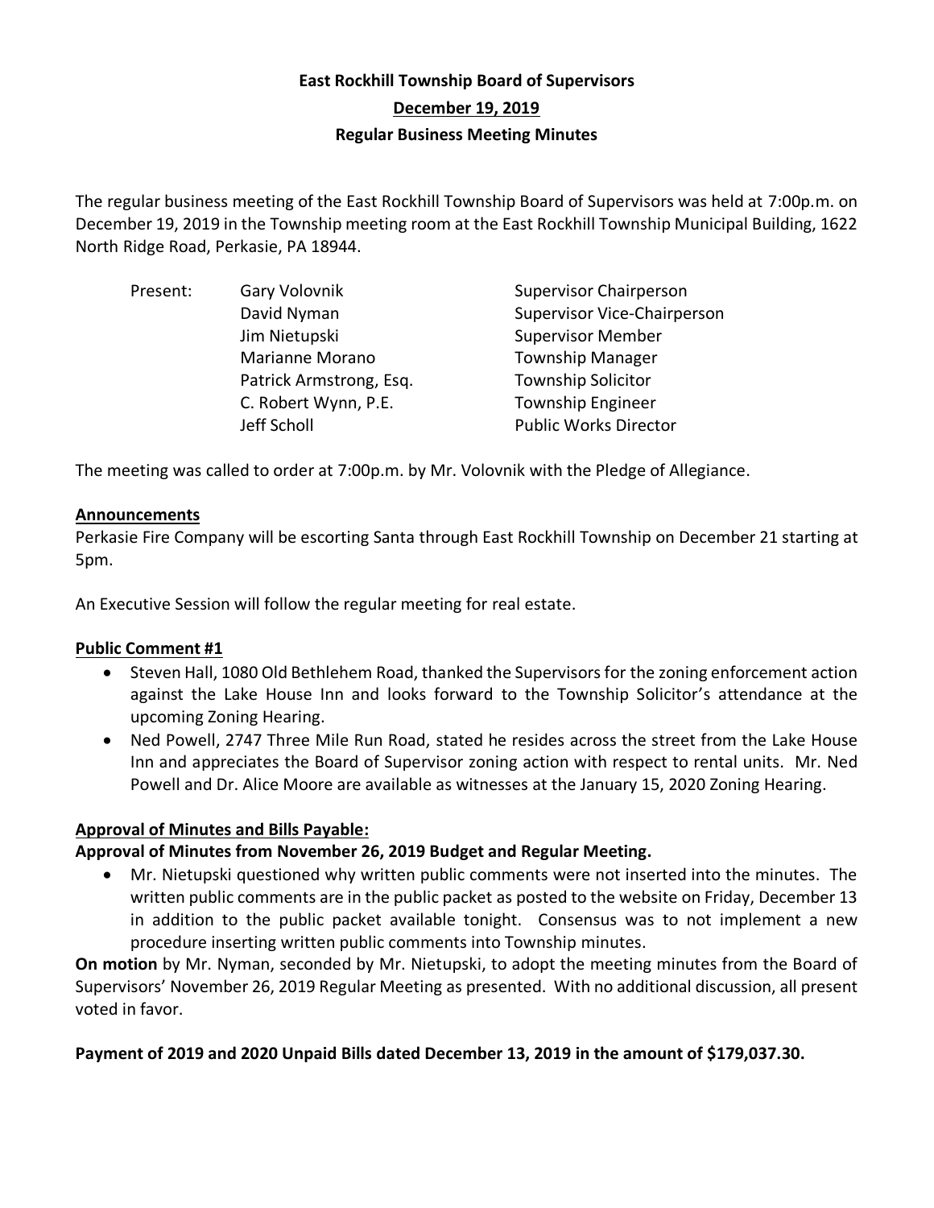# East Rockhill Township Board of Supervisors

## December 19, 2019

## Regular Business Meeting Minutes

The regular business meeting of the East Rockhill Township Board of Supervisors was held at 7:00p.m. on December 19, 2019 in the Township meeting room at the East Rockhill Township Municipal Building, 1622 North Ridge Road, Perkasie, PA 18944.

| Present: | Gary Volovnik | Supervisor Chairperson |
|---|---|---|
| | David Nyman | Supervisor Vice-Chairperson |
| | Jim Nietupski | Supervisor Member |
| | Marianne Morano | Township Manager |
| | Patrick Armstrong, Esq. | Township Solicitor |
| | C. Robert Wynn, P.E. | Township Engineer |
| | Jeff Scholl | Public Works Director |

The meeting was called to order at 7:00p.m. by Mr. Volovnik with the Pledge of Allegiance.

**Announcements**

Perkasie Fire Company will be escorting Santa through East Rockhill Township on December 21 starting at 5pm.

An Executive Session will follow the regular meeting for real estate.

**Public Comment #1**

- Steven Hall, 1080 Old Bethlehem Road, thanked the Supervisors for the zoning enforcement action against the Lake House Inn and looks forward to the Township Solicitor's attendance at the upcoming Zoning Hearing.
- Ned Powell, 2747 Three Mile Run Road, stated he resides across the street from the Lake House Inn and appreciates the Board of Supervisor zoning action with respect to rental units. Mr. Ned Powell and Dr. Alice Moore are available as witnesses at the January 15, 2020 Zoning Hearing.

**Approval of Minutes and Bills Payable:**

**Approval of Minutes from November 26, 2019 Budget and Regular Meeting.**

- Mr. Nietupski questioned why written public comments were not inserted into the minutes. The written public comments are in the public packet as posted to the website on Friday, December 13 in addition to the public packet available tonight. Consensus was to not implement a new procedure inserting written public comments into Township minutes.

**On motion** by Mr. Nyman, seconded by Mr. Nietupski, to adopt the meeting minutes from the Board of Supervisors' November 26, 2019 Regular Meeting as presented. With no additional discussion, all present voted in favor.

**Payment of 2019 and 2020 Unpaid Bills dated December 13, 2019 in the amount of $179,037.30.**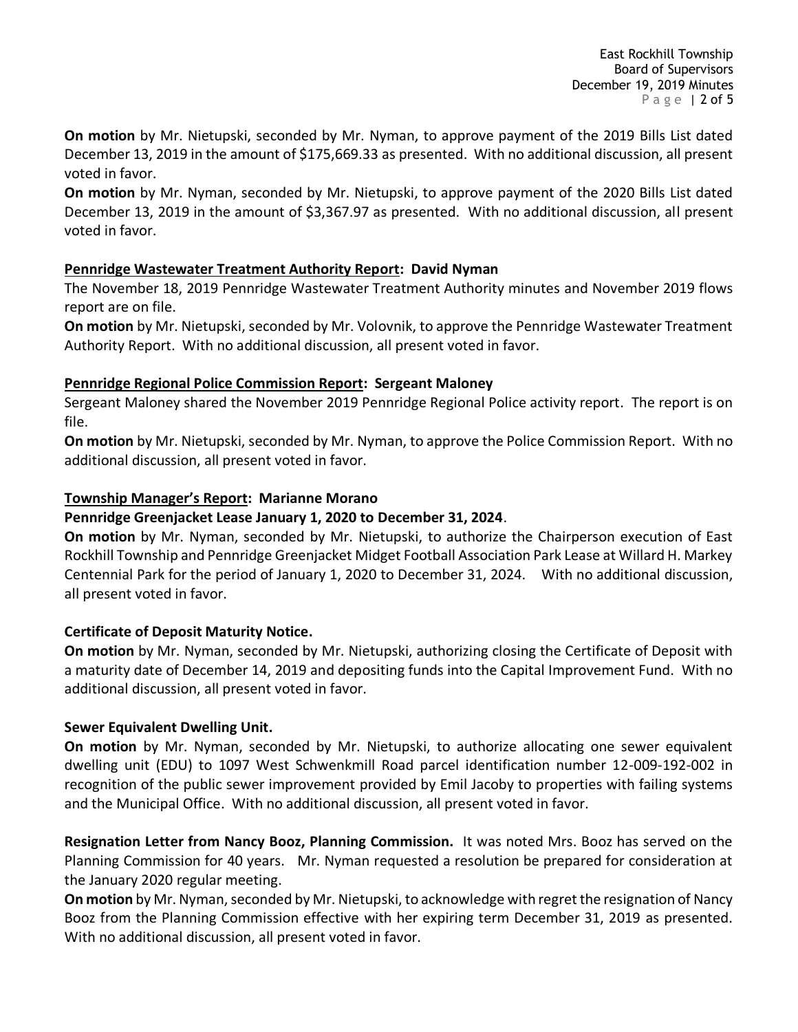**On motion** by Mr. Nietupski, seconded by Mr. Nyman, to approve payment of the 2019 Bills List dated December 13, 2019 in the amount of $175,669.33 as presented. With no additional discussion, all present voted in favor.

**On motion** by Mr. Nyman, seconded by Mr. Nietupski, to approve payment of the 2020 Bills List dated December 13, 2019 in the amount of $3,367.97 as presented. With no additional discussion, all present voted in favor.

**Pennridge Wastewater Treatment Authority Report: David Nyman**

The November 18, 2019 Pennridge Wastewater Treatment Authority minutes and November 2019 flows report are on file.

**On motion** by Mr. Nietupski, seconded by Mr. Volovnik, to approve the Pennridge Wastewater Treatment Authority Report. With no additional discussion, all present voted in favor.

**Pennridge Regional Police Commission Report: Sergeant Maloney**

Sergeant Maloney shared the November 2019 Pennridge Regional Police activity report. The report is on file.

**On motion** by Mr. Nietupski, seconded by Mr. Nyman, to approve the Police Commission Report. With no additional discussion, all present voted in favor.

**Township Manager's Report: Marianne Morano**

**Pennridge Greenjacket Lease January 1, 2020 to December 31, 2024**.

**On motion** by Mr. Nyman, seconded by Mr. Nietupski, to authorize the Chairperson execution of East Rockhill Township and Pennridge Greenjacket Midget Football Association Park Lease at Willard H. Markey Centennial Park for the period of January 1, 2020 to December 31, 2024. With no additional discussion, all present voted in favor.

**Certificate of Deposit Maturity Notice.**

**On motion** by Mr. Nyman, seconded by Mr. Nietupski, authorizing closing the Certificate of Deposit with a maturity date of December 14, 2019 and depositing funds into the Capital Improvement Fund. With no additional discussion, all present voted in favor.

**Sewer Equivalent Dwelling Unit.**

**On motion** by Mr. Nyman, seconded by Mr. Nietupski, to authorize allocating one sewer equivalent dwelling unit (EDU) to 1097 West Schwenkmill Road parcel identification number 12-009-192-002 in recognition of the public sewer improvement provided by Emil Jacoby to properties with failing systems and the Municipal Office. With no additional discussion, all present voted in favor.

**Resignation Letter from Nancy Booz, Planning Commission.** It was noted Mrs. Booz has served on the Planning Commission for 40 years. Mr. Nyman requested a resolution be prepared for consideration at the January 2020 regular meeting.

**On motion** by Mr. Nyman, seconded by Mr. Nietupski, to acknowledge with regret the resignation of Nancy Booz from the Planning Commission effective with her expiring term December 31, 2019 as presented. With no additional discussion, all present voted in favor.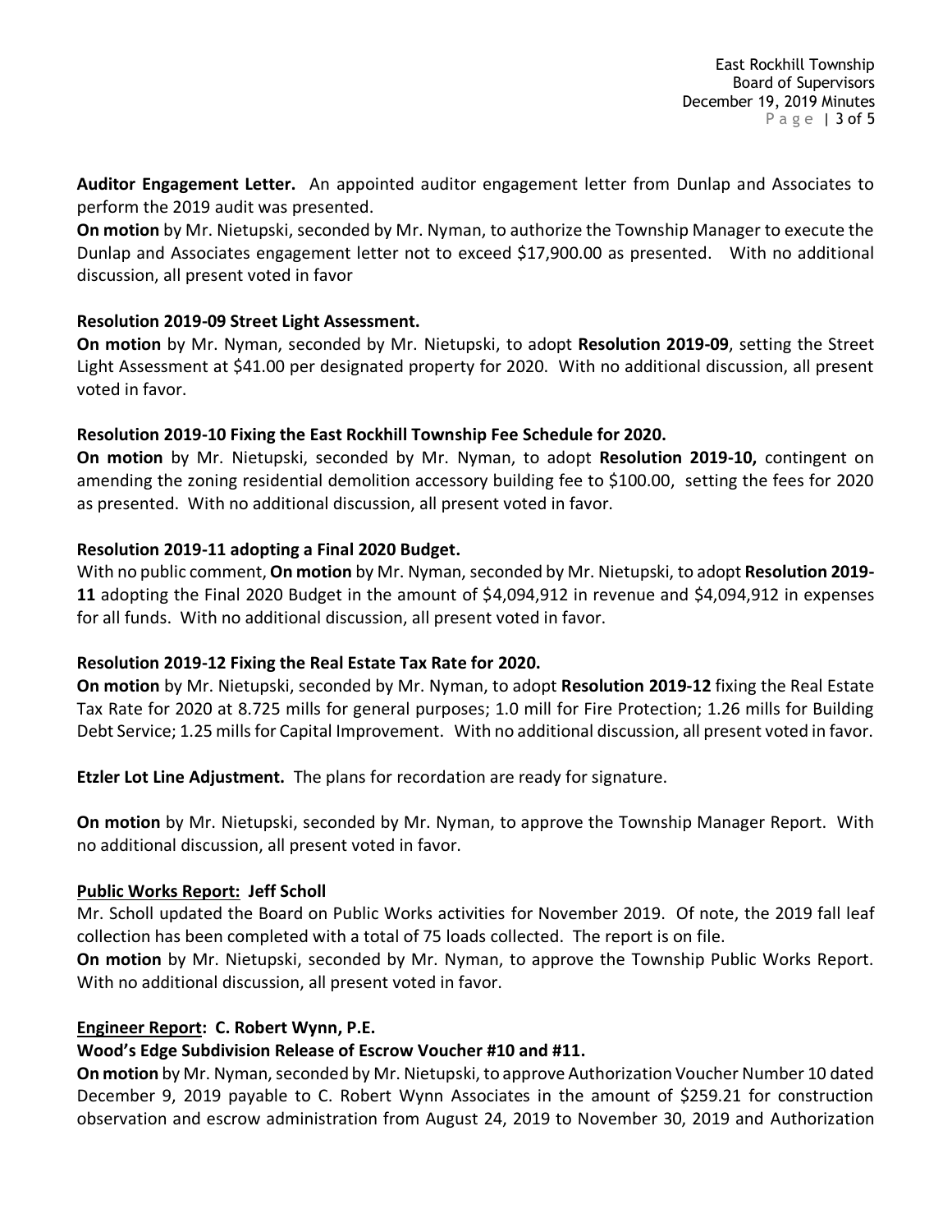**Auditor Engagement Letter.** An appointed auditor engagement letter from Dunlap and Associates to perform the 2019 audit was presented.

**On motion** by Mr. Nietupski, seconded by Mr. Nyman, to authorize the Township Manager to execute the Dunlap and Associates engagement letter not to exceed $17,900.00 as presented. With no additional discussion, all present voted in favor

**Resolution 2019-09 Street Light Assessment.**

**On motion** by Mr. Nyman, seconded by Mr. Nietupski, to adopt **Resolution 2019-09**, setting the Street Light Assessment at $41.00 per designated property for 2020. With no additional discussion, all present voted in favor.

**Resolution 2019-10 Fixing the East Rockhill Township Fee Schedule for 2020.**

**On motion** by Mr. Nietupski, seconded by Mr. Nyman, to adopt **Resolution 2019-10,** contingent on amending the zoning residential demolition accessory building fee to $100.00, setting the fees for 2020 as presented. With no additional discussion, all present voted in favor.

**Resolution 2019-11 adopting a Final 2020 Budget.**

With no public comment, **On motion** by Mr. Nyman, seconded by Mr. Nietupski, to adopt **Resolution 2019-11** adopting the Final 2020 Budget in the amount of $4,094,912 in revenue and $4,094,912 in expenses for all funds. With no additional discussion, all present voted in favor.

**Resolution 2019-12 Fixing the Real Estate Tax Rate for 2020.**

**On motion** by Mr. Nietupski, seconded by Mr. Nyman, to adopt **Resolution 2019-12** fixing the Real Estate Tax Rate for 2020 at 8.725 mills for general purposes; 1.0 mill for Fire Protection; 1.26 mills for Building Debt Service; 1.25 mills for Capital Improvement. With no additional discussion, all present voted in favor.

**Etzler Lot Line Adjustment.** The plans for recordation are ready for signature.

**On motion** by Mr. Nietupski, seconded by Mr. Nyman, to approve the Township Manager Report. With no additional discussion, all present voted in favor.

**Public Works Report: Jeff Scholl**

Mr. Scholl updated the Board on Public Works activities for November 2019. Of note, the 2019 fall leaf collection has been completed with a total of 75 loads collected. The report is on file.

**On motion** by Mr. Nietupski, seconded by Mr. Nyman, to approve the Township Public Works Report. With no additional discussion, all present voted in favor.

**Engineer Report: C. Robert Wynn, P.E.**

**Wood's Edge Subdivision Release of Escrow Voucher #10 and #11.**

**On motion** by Mr. Nyman, seconded by Mr. Nietupski, to approve Authorization Voucher Number 10 dated December 9, 2019 payable to C. Robert Wynn Associates in the amount of $259.21 for construction observation and escrow administration from August 24, 2019 to November 30, 2019 and Authorization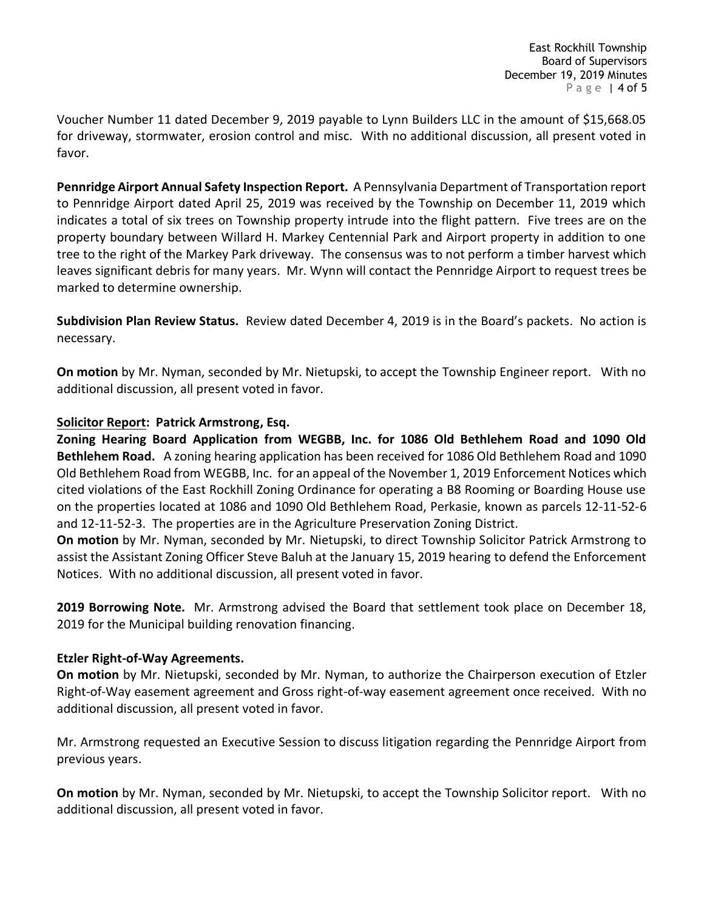Voucher Number 11 dated December 9, 2019 payable to Lynn Builders LLC in the amount of $15,668.05 for driveway, stormwater, erosion control and misc. With no additional discussion, all present voted in favor.

**Pennridge Airport Annual Safety Inspection Report.** A Pennsylvania Department of Transportation report to Pennridge Airport dated April 25, 2019 was received by the Township on December 11, 2019 which indicates a total of six trees on Township property intrude into the flight pattern. Five trees are on the property boundary between Willard H. Markey Centennial Park and Airport property in addition to one tree to the right of the Markey Park driveway. The consensus was to not perform a timber harvest which leaves significant debris for many years. Mr. Wynn will contact the Pennridge Airport to request trees be marked to determine ownership.

**Subdivision Plan Review Status.** Review dated December 4, 2019 is in the Board's packets. No action is necessary.

**On motion** by Mr. Nyman, seconded by Mr. Nietupski, to accept the Township Engineer report. With no additional discussion, all present voted in favor.

**Solicitor Report: Patrick Armstrong, Esq.**

**Zoning Hearing Board Application from WEGBB, Inc. for 1086 Old Bethlehem Road and 1090 Old Bethlehem Road.** A zoning hearing application has been received for 1086 Old Bethlehem Road and 1090 Old Bethlehem Road from WEGBB, Inc. for an appeal of the November 1, 2019 Enforcement Notices which cited violations of the East Rockhill Zoning Ordinance for operating a B8 Rooming or Boarding House use on the properties located at 1086 and 1090 Old Bethlehem Road, Perkasie, known as parcels 12-11-52-6 and 12-11-52-3. The properties are in the Agriculture Preservation Zoning District.

**On motion** by Mr. Nyman, seconded by Mr. Nietupski, to direct Township Solicitor Patrick Armstrong to assist the Assistant Zoning Officer Steve Baluh at the January 15, 2019 hearing to defend the Enforcement Notices. With no additional discussion, all present voted in favor.

**2019 Borrowing Note.** Mr. Armstrong advised the Board that settlement took place on December 18, 2019 for the Municipal building renovation financing.

**Etzler Right-of-Way Agreements.**

**On motion** by Mr. Nietupski, seconded by Mr. Nyman, to authorize the Chairperson execution of Etzler Right-of-Way easement agreement and Gross right-of-way easement agreement once received. With no additional discussion, all present voted in favor.

Mr. Armstrong requested an Executive Session to discuss litigation regarding the Pennridge Airport from previous years.

**On motion** by Mr. Nyman, seconded by Mr. Nietupski, to accept the Township Solicitor report. With no additional discussion, all present voted in favor.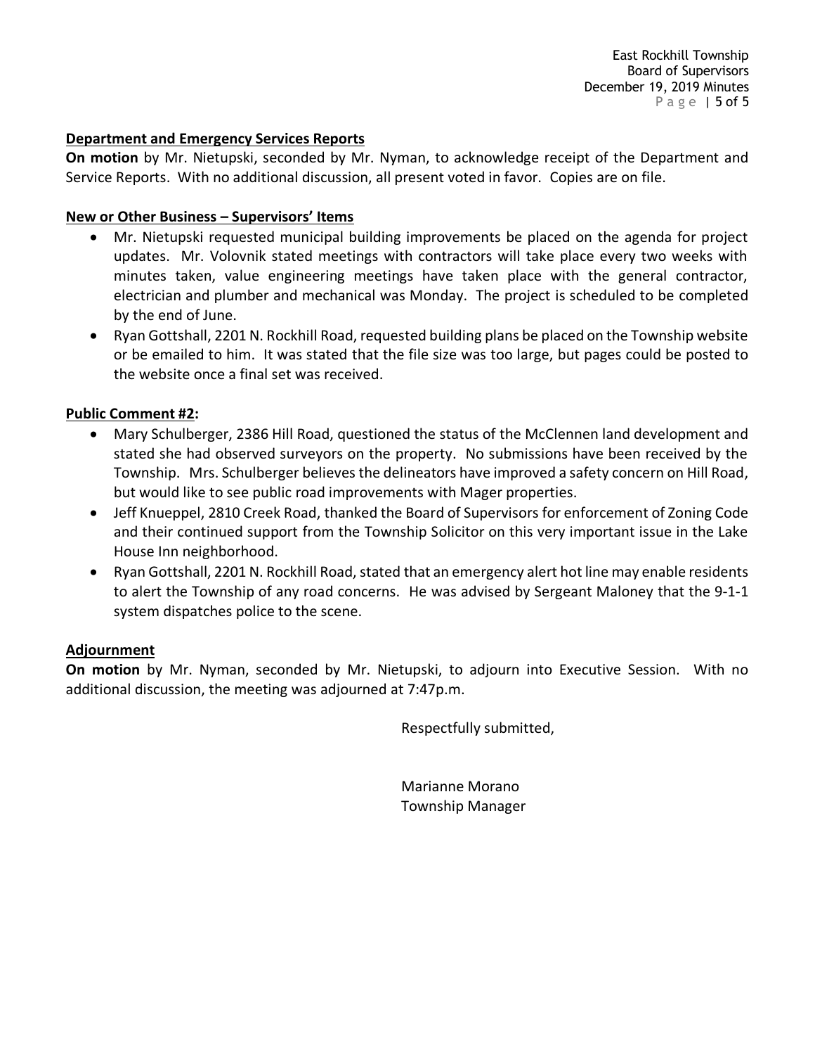**Department and Emergency Services Reports**

**On motion** by Mr. Nietupski, seconded by Mr. Nyman, to acknowledge receipt of the Department and Service Reports. With no additional discussion, all present voted in favor. Copies are on file.

**New or Other Business – Supervisors' Items**

- Mr. Nietupski requested municipal building improvements be placed on the agenda for project updates. Mr. Volovnik stated meetings with contractors will take place every two weeks with minutes taken, value engineering meetings have taken place with the general contractor, electrician and plumber and mechanical was Monday. The project is scheduled to be completed by the end of June.
- Ryan Gottshall, 2201 N. Rockhill Road, requested building plans be placed on the Township website or be emailed to him. It was stated that the file size was too large, but pages could be posted to the website once a final set was received.

**Public Comment #2:**

- Mary Schulberger, 2386 Hill Road, questioned the status of the McClennen land development and stated she had observed surveyors on the property. No submissions have been received by the Township. Mrs. Schulberger believes the delineators have improved a safety concern on Hill Road, but would like to see public road improvements with Mager properties.
- Jeff Knueppel, 2810 Creek Road, thanked the Board of Supervisors for enforcement of Zoning Code and their continued support from the Township Solicitor on this very important issue in the Lake House Inn neighborhood.
- Ryan Gottshall, 2201 N. Rockhill Road, stated that an emergency alert hot line may enable residents to alert the Township of any road concerns. He was advised by Sergeant Maloney that the 9-1-1 system dispatches police to the scene.

**Adjournment**

**On motion** by Mr. Nyman, seconded by Mr. Nietupski, to adjourn into Executive Session. With no additional discussion, the meeting was adjourned at 7:47p.m.

Respectfully submitted,

Marianne Morano
Township Manager